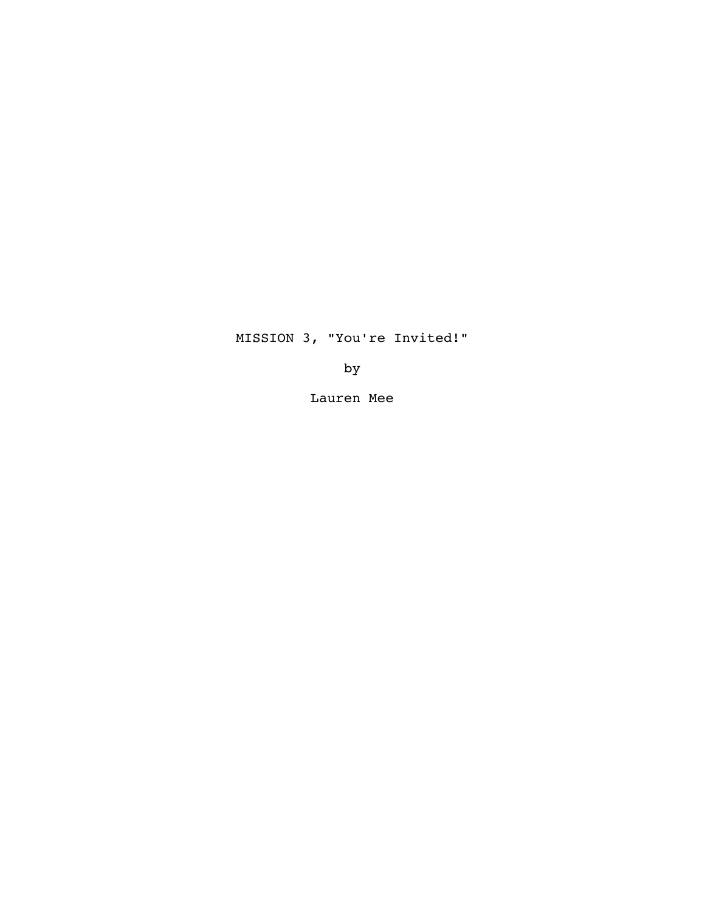# MISSION 3, "You're Invited!"

by

Lauren Mee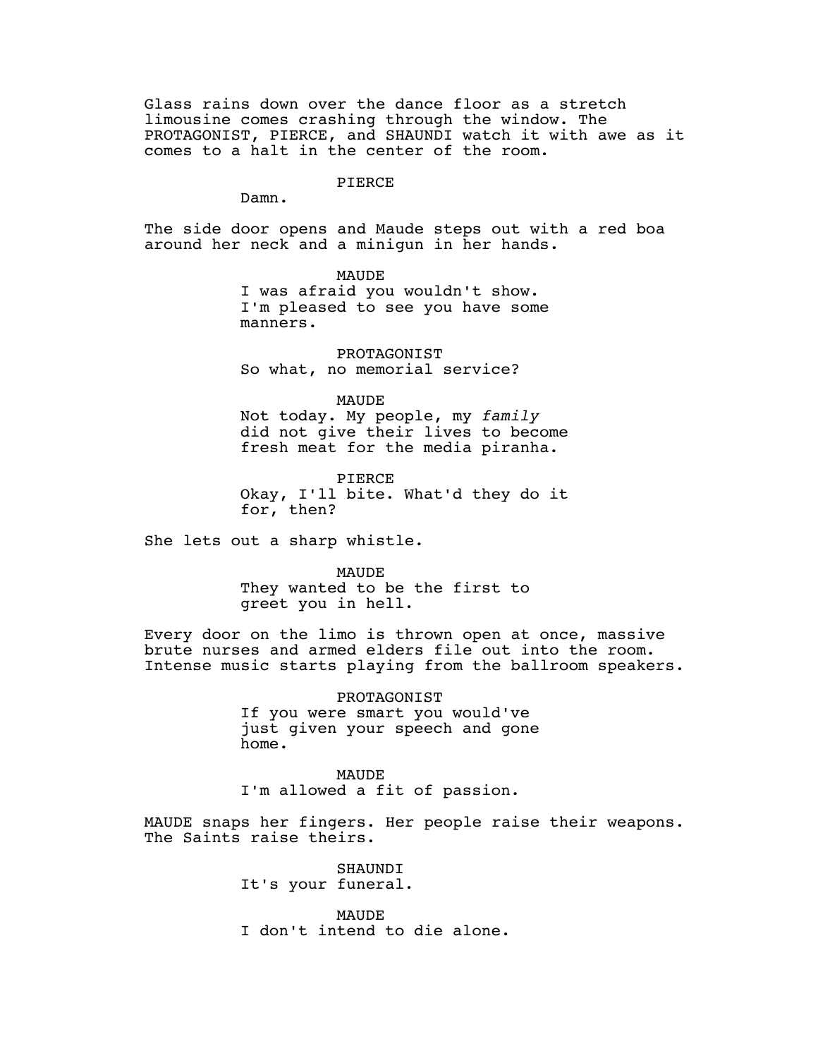Glass rains down over the dance floor as a stretch limousine comes crashing through the window. The PROTAGONIST, PIERCE, and SHAUNDI watch it with awe as it comes to a halt in the center of the room.

PIERCE

Damn.

The side door opens and Maude steps out with a red boa around her neck and a minigun in her hands.

MAUDE

I was afraid you wouldn't show. I'm pleased to see you have some manners.

PROTAGONIST

So what, no memorial service?

MAUDE

Not today. My people, my *family* did not give their lives to become fresh meat for the media piranha.

PIERCE

Okay, I'll bite. What'd they do it for, then?

She lets out a sharp whistle.

MAUDE

They wanted to be the first to greet you in hell.

Every door on the limo is thrown open at once, massive brute nurses and armed elders file out into the room. Intense music starts playing from the ballroom speakers.

PROTAGONIST

If you were smart you would've just given your speech and gone home.

MAUDE

I'm allowed a fit of passion.

MAUDE snaps her fingers. Her people raise their weapons. The Saints raise theirs.

SHAUNDI

It's your funeral.

MAUDE

I don't intend to die alone.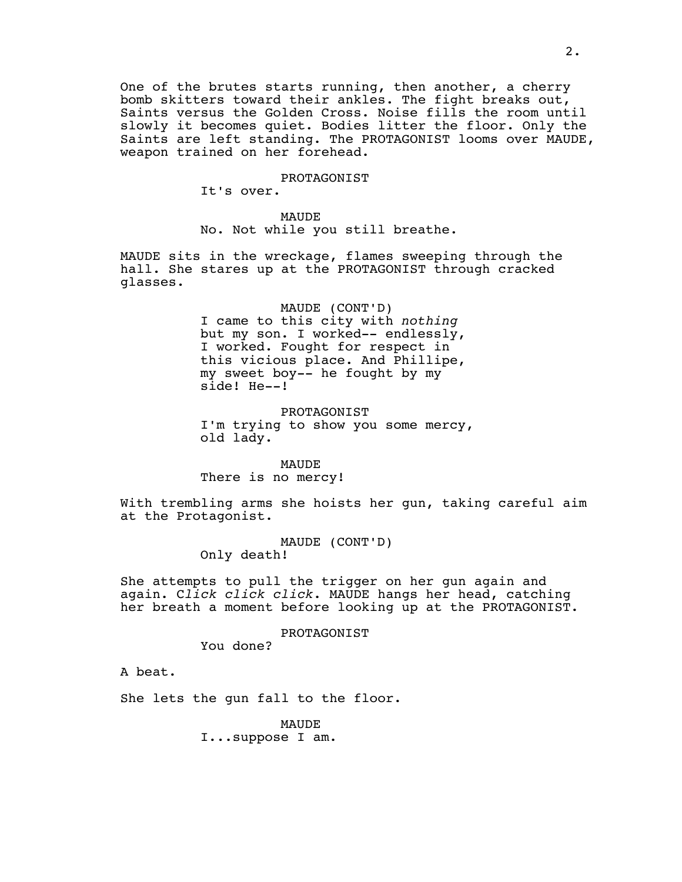One of the brutes starts running, then another, a cherry bomb skitters toward their ankles. The fight breaks out, Saints versus the Golden Cross. Noise fills the room until slowly it becomes quiet. Bodies litter the floor. Only the Saints are left standing. The PROTAGONIST looms over MAUDE, weapon trained on her forehead.

PROTAGONIST
It's over.

MAUDE
No. Not while you still breathe.

MAUDE sits in the wreckage, flames sweeping through the hall. She stares up at the PROTAGONIST through cracked glasses.

MAUDE (CONT'D)
I came to this city with *nothing* but my son. I worked-- endlessly, I worked. Fought for respect in this vicious place. And Phillipe, my sweet boy-- he fought by my side! He--!

PROTAGONIST
I'm trying to show you some mercy, old lady.

MAUDE
There is no mercy!

With trembling arms she hoists her gun, taking careful aim at the Protagonist.

MAUDE (CONT'D)
Only death!

She attempts to pull the trigger on her gun again and again. C*lick click click*. MAUDE hangs her head, catching her breath a moment before looking up at the PROTAGONIST.

PROTAGONIST
You done?

A beat.

She lets the gun fall to the floor.

MAUDE
I...suppose I am.